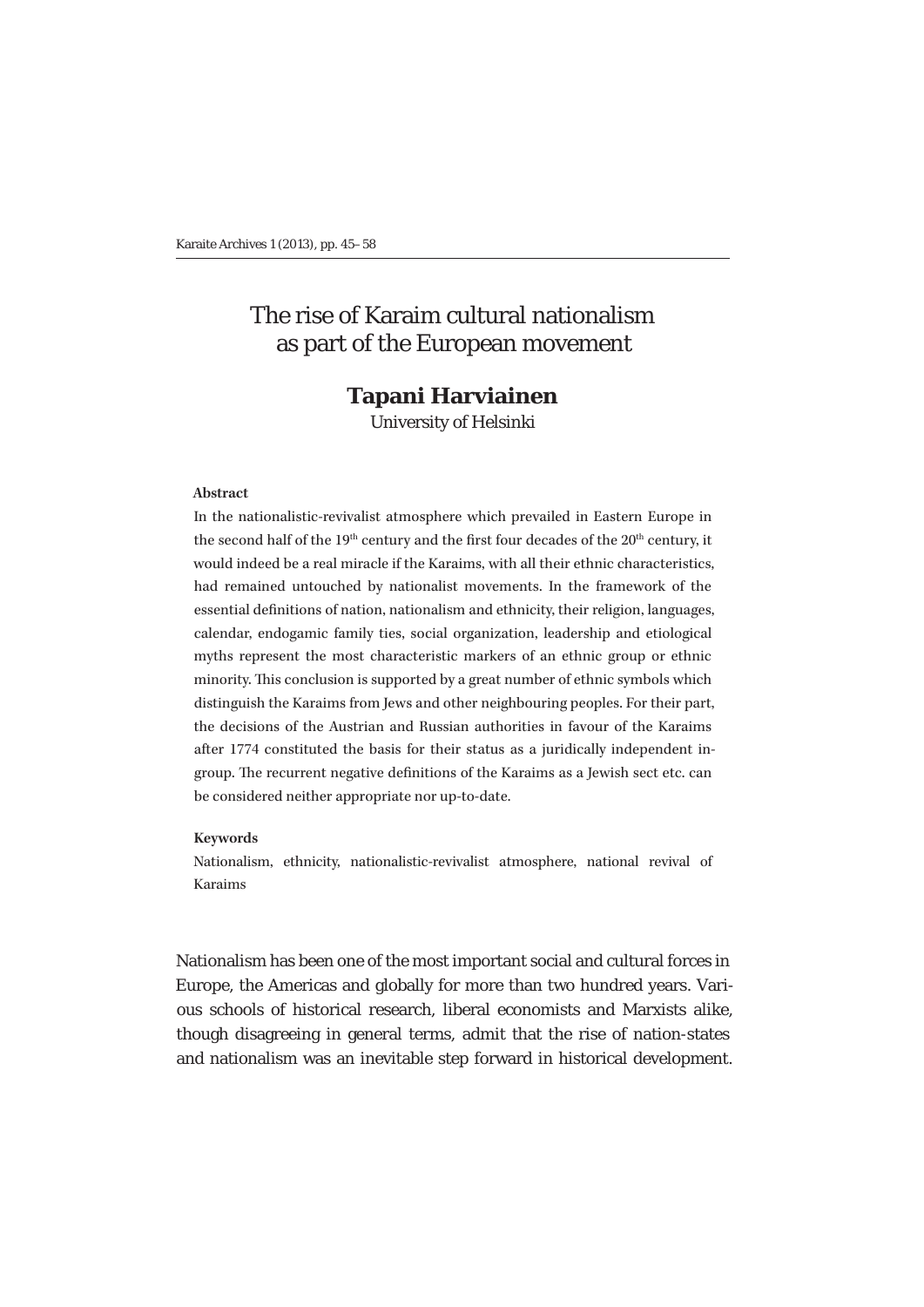# The rise of Karaim cultural nationalism as part of the European movement

**Tapani Harviainen**

University of Helsinki

**Abstract**

In the nationalistic-revivalist atmosphere which prevailed in Eastern Europe in the second half of the 19th century and the first four decades of the 20th century, it would indeed be a real miracle if the Karaims, with all their ethnic characteristics, had remained untouched by nationalist movements. In the framework of the essential definitions of nation, nationalism and ethnicity, their religion, languages, calendar, endogamic family ties, social organization, leadership and etiological myths represent the most characteristic markers of an ethnic group or ethnic minority. This conclusion is supported by a great number of ethnic symbols which distinguish the Karaims from Jews and other neighbouring peoples. For their part, the decisions of the Austrian and Russian authorities in favour of the Karaims after 1774 constituted the basis for their status as a juridically independent in-group. The recurrent negative definitions of the Karaims as a Jewish sect etc. can be considered neither appropriate nor up-to-date.

**Keywords**

Nationalism, ethnicity, nationalistic-revivalist atmosphere, national revival of Karaims

Nationalism has been one of the most important social and cultural forces in Europe, the Americas and globally for more than two hundred years. Various schools of historical research, liberal economists and Marxists alike, though disagreeing in general terms, admit that the rise of nation-states and nationalism was an inevitable step forward in historical development.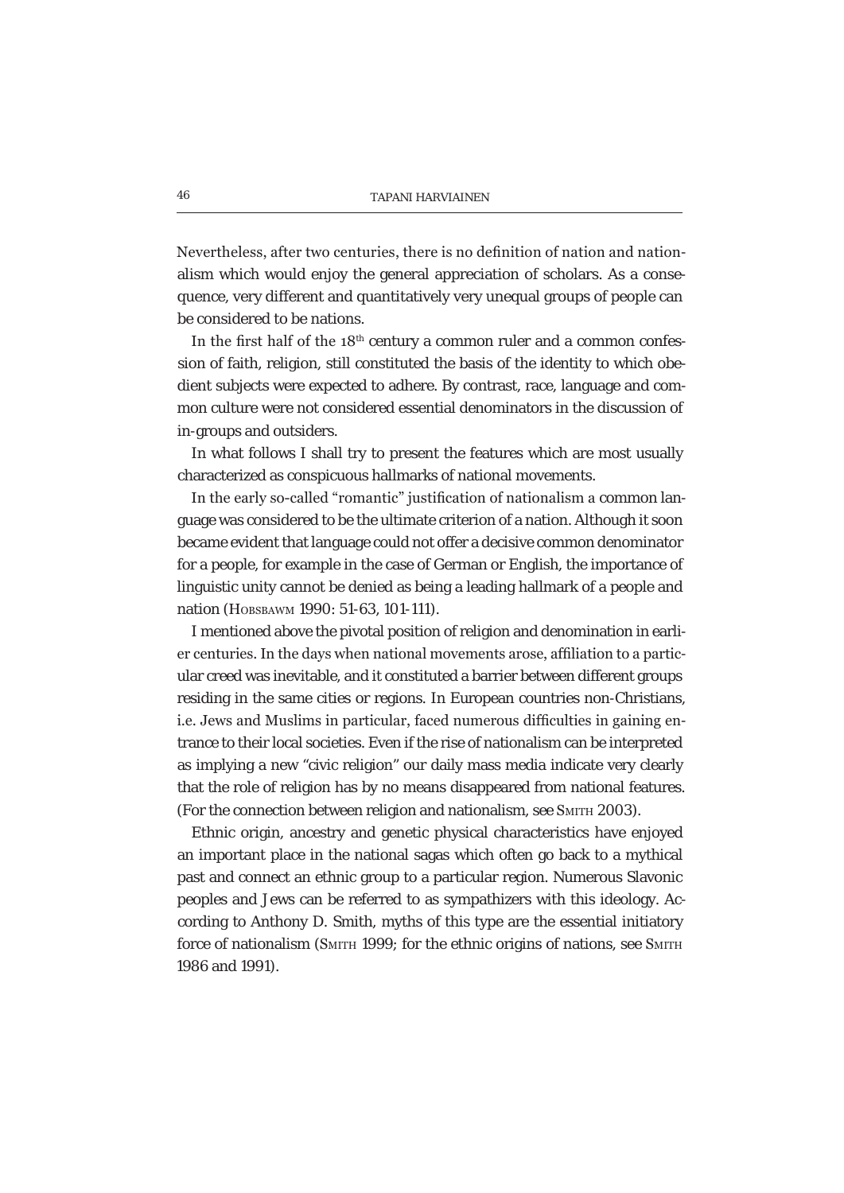Nevertheless, after two centuries, there is no definition of nation and nationalism which would enjoy the general appreciation of scholars. As a consequence, very different and quantitatively very unequal groups of people can be considered to be nations.

In the first half of the 18th century a common ruler and a common confession of faith, religion, still constituted the basis of the identity to which obedient subjects were expected to adhere. By contrast, race, language and common culture were not considered essential denominators in the discussion of in-groups and outsiders.

In what follows I shall try to present the features which are most usually characterized as conspicuous hallmarks of national movements.

In the early so-called "romantic" justification of nationalism a common language was considered to be the ultimate criterion of a nation. Although it soon became evident that language could not offer a decisive common denominator for a people, for example in the case of German or English, the importance of linguistic unity cannot be denied as being a leading hallmark of a people and nation (Hobsbawm 1990: 51-63, 101-111).

I mentioned above the pivotal position of religion and denomination in earlier centuries. In the days when national movements arose, affiliation to a particular creed was inevitable, and it constituted a barrier between different groups residing in the same cities or regions. In European countries non-Christians, i.e. Jews and Muslims in particular, faced numerous difficulties in gaining entrance to their local societies. Even if the rise of nationalism can be interpreted as implying a new "civic religion" our daily mass media indicate very clearly that the role of religion has by no means disappeared from national features. (For the connection between religion and nationalism, see Smith 2003).

Ethnic origin, ancestry and genetic physical characteristics have enjoyed an important place in the national sagas which often go back to a mythical past and connect an ethnic group to a particular region. Numerous Slavonic peoples and Jews can be referred to as sympathizers with this ideology. According to Anthony D. Smith, myths of this type are the essential initiatory force of nationalism (Smith 1999; for the ethnic origins of nations, see Smith 1986 and 1991).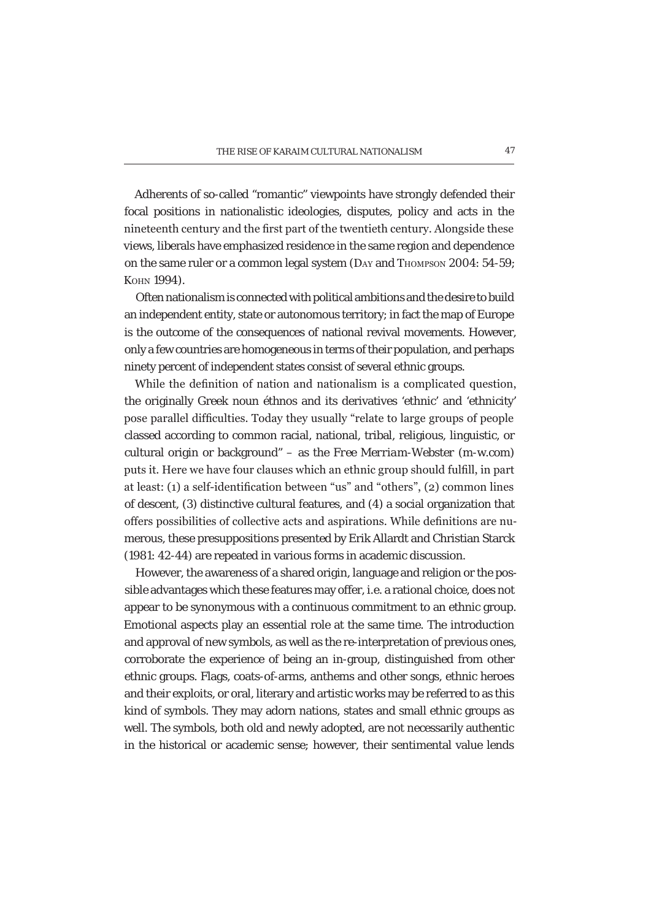Adherents of so-called "romantic" viewpoints have strongly defended their focal positions in nationalistic ideologies, disputes, policy and acts in the nineteenth century and the first part of the twentieth century. Alongside these views, liberals have emphasized residence in the same region and dependence on the same ruler or a common legal system (Day and Thompson 2004: 54-59; Kohn 1994).

Often nationalism is connected with political ambitions and the desire to build an independent entity, state or autonomous territory; in fact the map of Europe is the outcome of the consequences of national revival movements. However, only a few countries are homogeneous in terms of their population, and perhaps ninety percent of independent states consist of several ethnic groups.

While the definition of nation and nationalism is a complicated question, the originally Greek noun éthnos and its derivatives 'ethnic' and 'ethnicity' pose parallel difficulties. Today they usually "relate to large groups of people classed according to common racial, national, tribal, religious, linguistic, or cultural origin or background" – as the *Free Merriam-Webster* (m-w.com) puts it. Here we have four clauses which an ethnic group should fulfill, in part at least: (1) a self-identification between "us" and "others", (2) common lines of descent, (3) distinctive cultural features, and (4) a social organization that offers possibilities of collective acts and aspirations. While definitions are numerous, these presuppositions presented by Erik Allardt and Christian Starck (1981: 42-44) are repeated in various forms in academic discussion.

However, the awareness of a shared origin, language and religion or the possible advantages which these features may offer, i.e. a rational choice, does not appear to be synonymous with a continuous commitment to an ethnic group. Emotional aspects play an essential role at the same time. The introduction and approval of new symbols, as well as the re-interpretation of previous ones, corroborate the experience of being an in-group, distinguished from other ethnic groups. Flags, coats-of-arms, anthems and other songs, ethnic heroes and their exploits, or oral, literary and artistic works may be referred to as this kind of symbols. They may adorn nations, states and small ethnic groups as well. The symbols, both old and newly adopted, are not necessarily authentic in the historical or academic sense; however, their sentimental value lends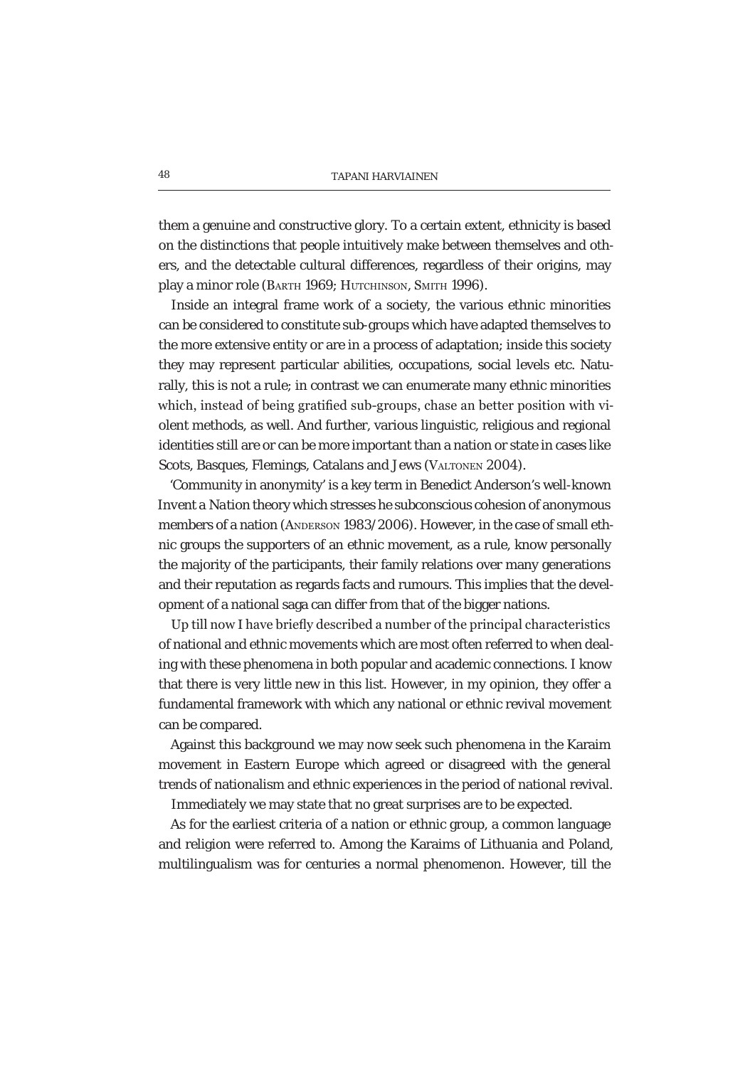them a genuine and constructive glory. To a certain extent, ethnicity is based on the distinctions that people intuitively make between themselves and others, and the detectable cultural differences, regardless of their origins, may play a minor role (Barth 1969; Hutchinson, Smith 1996).

Inside an integral frame work of a society, the various ethnic minorities can be considered to constitute sub-groups which have adapted themselves to the more extensive entity or are in a process of adaptation; inside this society they may represent particular abilities, occupations, social levels etc. Naturally, this is not a rule; in contrast we can enumerate many ethnic minorities which, instead of being gratified sub-groups, chase an better position with violent methods, as well. And further, various linguistic, religious and regional identities still are or can be more important than a nation or state in cases like Scots, Basques, Flemings, Catalans and Jews (Valtonen 2004).

'Community in anonymity' is a key term in Benedict Anderson's well-known *Invent a Nation* theory which stresses he subconscious cohesion of anonymous members of a nation (Anderson 1983/2006). However, in the case of small ethnic groups the supporters of an ethnic movement, as a rule, know personally the majority of the participants, their family relations over many generations and their reputation as regards facts and rumours. This implies that the development of a national saga can differ from that of the bigger nations.

Up till now I have briefly described a number of the principal characteristics of national and ethnic movements which are most often referred to when dealing with these phenomena in both popular and academic connections. I know that there is very little new in this list. However, in my opinion, they offer a fundamental framework with which any national or ethnic revival movement can be compared.

Against this background we may now seek such phenomena in the Karaim movement in Eastern Europe which agreed or disagreed with the general trends of nationalism and ethnic experiences in the period of national revival.

Immediately we may state that no great surprises are to be expected.

As for the earliest criteria of a nation or ethnic group, a common language and religion were referred to. Among the Karaims of Lithuania and Poland, multilingualism was for centuries a normal phenomenon. However, till the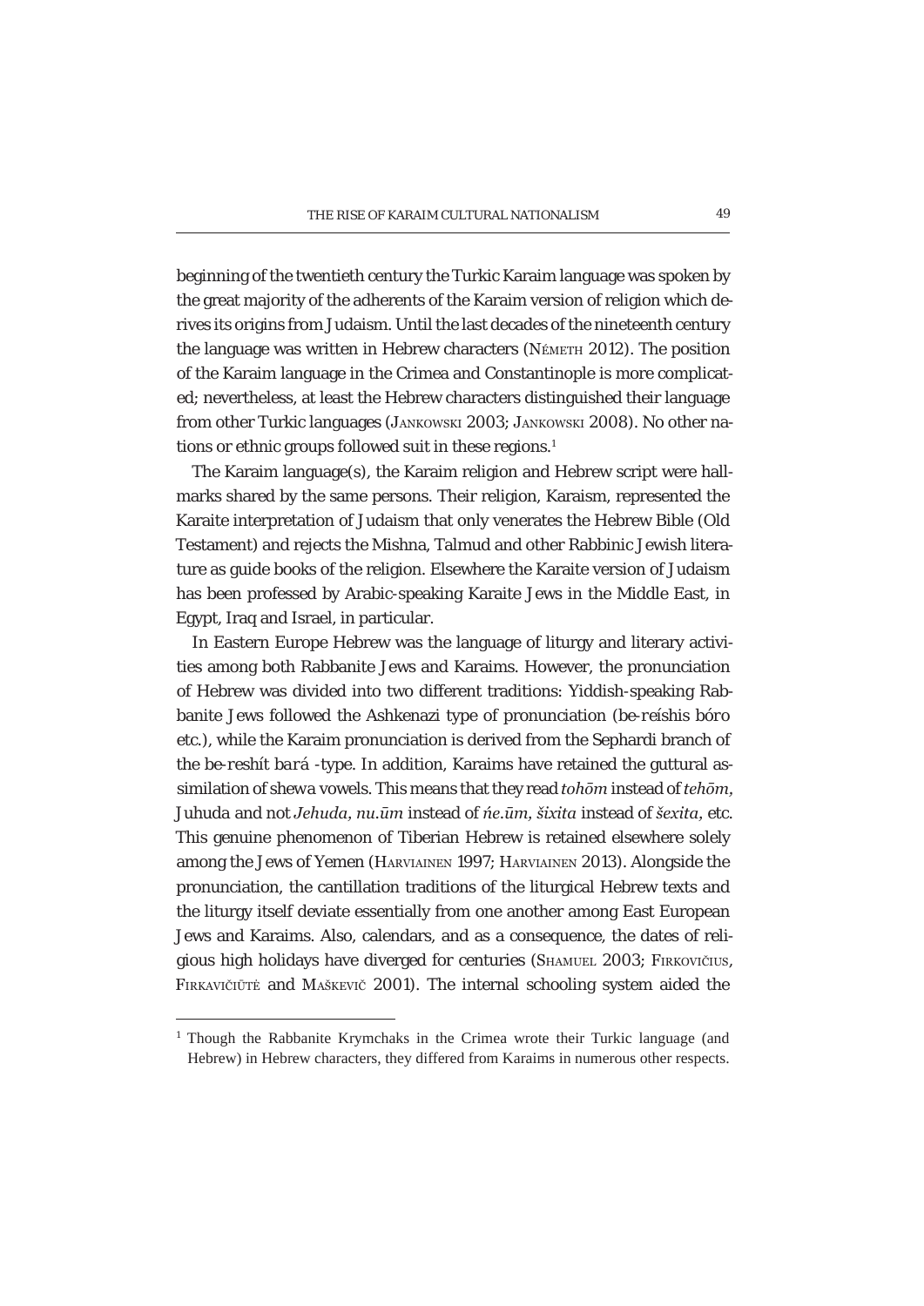beginning of the twentieth century the Turkic Karaim language was spoken by the great majority of the adherents of the Karaim version of religion which derives its origins from Judaism. Until the last decades of the nineteenth century the language was written in Hebrew characters (Németh 2012). The position of the Karaim language in the Crimea and Constantinople is more complicated; nevertheless, at least the Hebrew characters distinguished their language from other Turkic languages (Jankowski 2003; Jankowski 2008). No other nations or ethnic groups followed suit in these regions.[1]

The Karaim language(s), the Karaim religion and Hebrew script were hallmarks shared by the same persons. Their religion, Karaism, represented the Karaite interpretation of Judaism that only venerates the Hebrew Bible (Old Testament) and rejects the Mishna, Talmud and other Rabbinic Jewish literature as guide books of the religion. Elsewhere the Karaite version of Judaism has been professed by Arabic-speaking Karaite Jews in the Middle East, in Egypt, Iraq and Israel, in particular.

In Eastern Europe Hebrew was the language of liturgy and literary activities among both Rabbanite Jews and Karaims. However, the pronunciation of Hebrew was divided into two different traditions: Yiddish-speaking Rabbanite Jews followed the Ashkenazi type of pronunciation (be-reíshis bóro etc.), while the Karaim pronunciation is derived from the Sephardi branch of the be-reshít bará -type. In addition, Karaims have retained the guttural assimilation of shewa vowels. This means that they read *tohōm* instead of *tehōm*, Juhuda and not *Jehuda*, *nu.ūm* instead of *ńe.ūm*, *šixita* instead of *šexita*, etc. This genuine phenomenon of Tiberian Hebrew is retained elsewhere solely among the Jews of Yemen (Harviainen 1997; Harviainen 2013). Alongside the pronunciation, the cantillation traditions of the liturgical Hebrew texts and the liturgy itself deviate essentially from one another among East European Jews and Karaims. Also, calendars, and as a consequence, the dates of religious high holidays have diverged for centuries (Shamuel 2003; Firkovičius, Firkavičiūtė and Maškevič 2001). The internal schooling system aided the

[1] Though the Rabbanite Krymchaks in the Crimea wrote their Turkic language (and Hebrew) in Hebrew characters, they differed from Karaims in numerous other respects.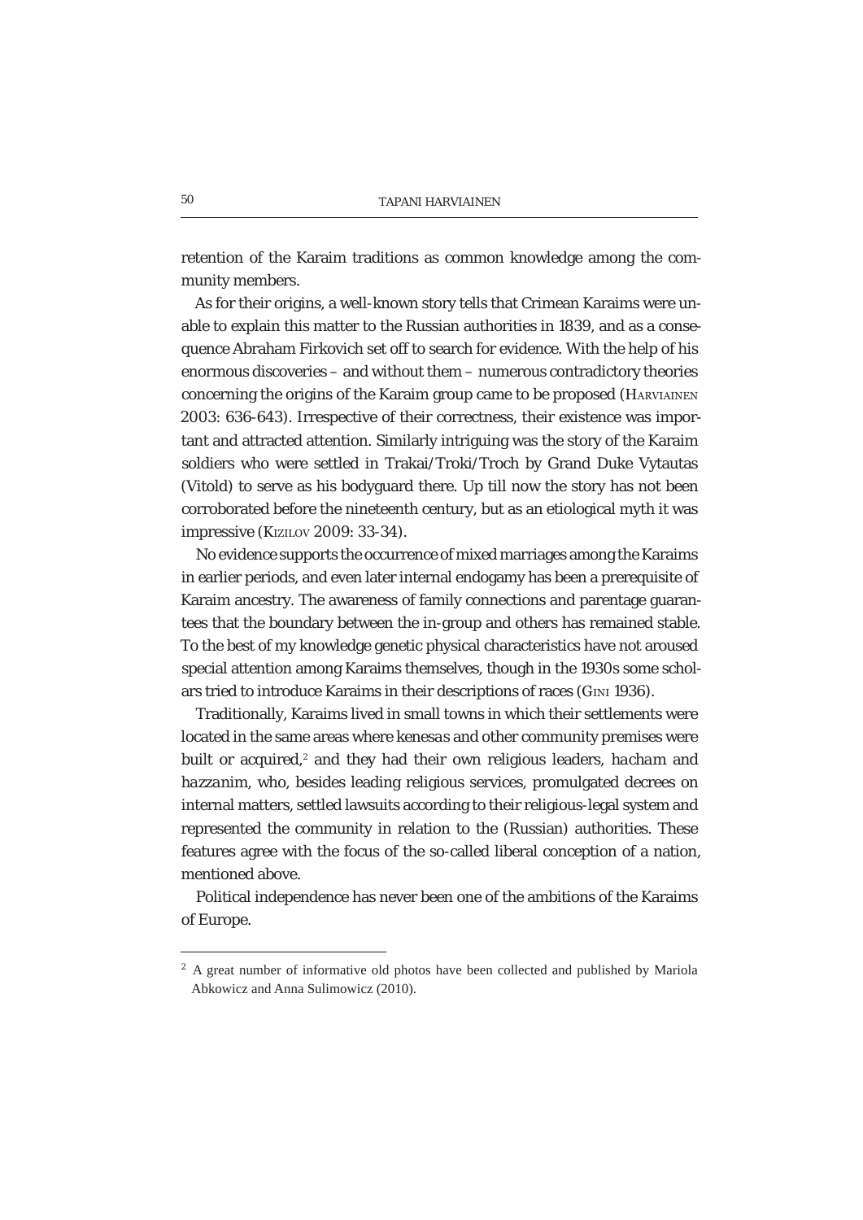retention of the Karaim traditions as common knowledge among the community members.

As for their origins, a well-known story tells that Crimean Karaims were unable to explain this matter to the Russian authorities in 1839, and as a consequence Abraham Firkovich set off to search for evidence. With the help of his enormous discoveries – and without them – numerous contradictory theories concerning the origins of the Karaim group came to be proposed (Harviainen 2003: 636-643). Irrespective of their correctness, their existence was important and attracted attention. Similarly intriguing was the story of the Karaim soldiers who were settled in Trakai/Troki/Troch by Grand Duke Vytautas (Vitold) to serve as his bodyguard there. Up till now the story has not been corroborated before the nineteenth century, but as an etiological myth it was impressive (Kizilov 2009: 33-34).

No evidence supports the occurrence of mixed marriages among the Karaims in earlier periods, and even later internal endogamy has been a prerequisite of Karaim ancestry. The awareness of family connections and parentage guarantees that the boundary between the in-group and others has remained stable. To the best of my knowledge genetic physical characteristics have not aroused special attention among Karaims themselves, though in the 1930s some scholars tried to introduce Karaims in their descriptions of races (Gini 1936).

Traditionally, Karaims lived in small towns in which their settlements were located in the same areas where *kenesas* and other community premises were built or acquired,[2] and they had their own religious leaders, *hacham* and *hazzanim*, who, besides leading religious services, promulgated decrees on internal matters, settled lawsuits according to their religious-legal system and represented the community in relation to the (Russian) authorities. These features agree with the focus of the so-called liberal conception of a nation, mentioned above.

Political independence has never been one of the ambitions of the Karaims of Europe.

[2] A great number of informative old photos have been collected and published by Mariola Abkowicz and Anna Sulimowicz (2010).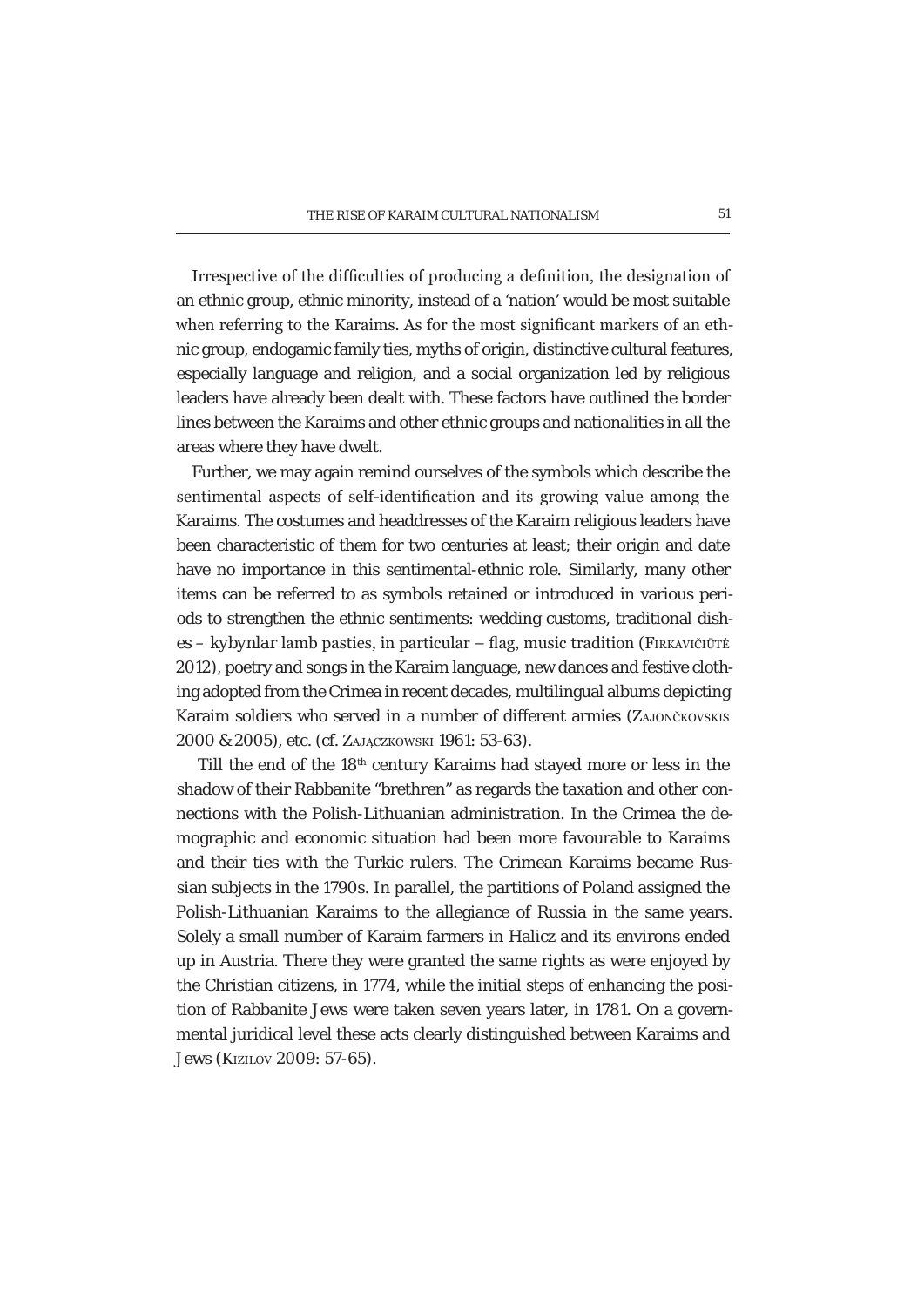Irrespective of the difficulties of producing a definition, the designation of an ethnic group, ethnic minority, instead of a 'nation' would be most suitable when referring to the Karaims. As for the most significant markers of an ethnic group, endogamic family ties, myths of origin, distinctive cultural features, especially language and religion, and a social organization led by religious leaders have already been dealt with. These factors have outlined the border lines between the Karaims and other ethnic groups and nationalities in all the areas where they have dwelt.

Further, we may again remind ourselves of the symbols which describe the sentimental aspects of self-identification and its growing value among the Karaims. The costumes and headdresses of the Karaim religious leaders have been characteristic of them for two centuries at least; their origin and date have no importance in this sentimental-ethnic role. Similarly, many other items can be referred to as symbols retained or introduced in various periods to strengthen the ethnic sentiments: wedding customs, traditional dishes – *kybynlar* lamb pasties, in particular – flag, music tradition (Firkavičiūtė 2012), poetry and songs in the Karaim language, new dances and festive clothing adopted from the Crimea in recent decades, multilingual albums depicting Karaim soldiers who served in a number of different armies (Zajončkovskis 2000 & 2005), etc. (cf. Zajączkowski 1961: 53-63).

Till the end of the 18th century Karaims had stayed more or less in the shadow of their Rabbanite "brethren" as regards the taxation and other connections with the Polish-Lithuanian administration. In the Crimea the demographic and economic situation had been more favourable to Karaims and their ties with the Turkic rulers. The Crimean Karaims became Russian subjects in the 1790s. In parallel, the partitions of Poland assigned the Polish-Lithuanian Karaims to the allegiance of Russia in the same years. Solely a small number of Karaim farmers in Halicz and its environs ended up in Austria. There they were granted the same rights as were enjoyed by the Christian citizens, in 1774, while the initial steps of enhancing the position of Rabbanite Jews were taken seven years later, in 1781. On a governmental juridical level these acts clearly distinguished between Karaims and Jews (Kizilov 2009: 57-65).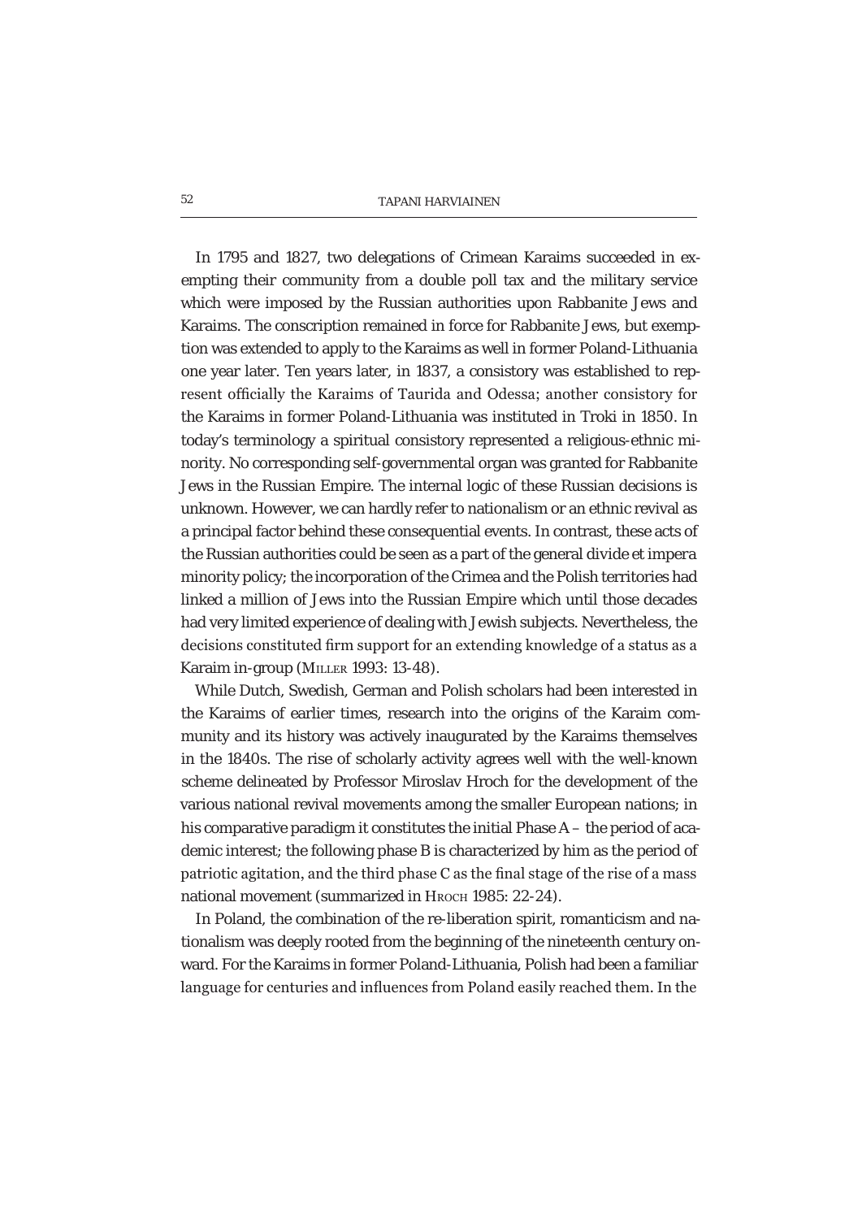In 1795 and 1827, two delegations of Crimean Karaims succeeded in exempting their community from a double poll tax and the military service which were imposed by the Russian authorities upon Rabbanite Jews and Karaims. The conscription remained in force for Rabbanite Jews, but exemption was extended to apply to the Karaims as well in former Poland-Lithuania one year later. Ten years later, in 1837, a consistory was established to represent officially the Karaims of Taurida and Odessa; another consistory for the Karaims in former Poland-Lithuania was instituted in Troki in 1850. In today's terminology a spiritual consistory represented a religious-ethnic minority. No corresponding self-governmental organ was granted for Rabbanite Jews in the Russian Empire. The internal logic of these Russian decisions is unknown. However, we can hardly refer to nationalism or an ethnic revival as a principal factor behind these consequential events. In contrast, these acts of the Russian authorities could be seen as a part of the general divide et impera minority policy; the incorporation of the Crimea and the Polish territories had linked a million of Jews into the Russian Empire which until those decades had very limited experience of dealing with Jewish subjects. Nevertheless, the decisions constituted firm support for an extending knowledge of a status as a Karaim in-group (Miller 1993: 13-48).

While Dutch, Swedish, German and Polish scholars had been interested in the Karaims of earlier times, research into the origins of the Karaim community and its history was actively inaugurated by the Karaims themselves in the 1840s. The rise of scholarly activity agrees well with the well-known scheme delineated by Professor Miroslav Hroch for the development of the various national revival movements among the smaller European nations; in his comparative paradigm it constitutes the initial Phase A – the period of academic interest; the following phase B is characterized by him as the period of patriotic agitation, and the third phase C as the final stage of the rise of a mass national movement (summarized in Hroch 1985: 22-24).

In Poland, the combination of the re-liberation spirit, romanticism and nationalism was deeply rooted from the beginning of the nineteenth century onward. For the Karaims in former Poland-Lithuania, Polish had been a familiar language for centuries and influences from Poland easily reached them. In the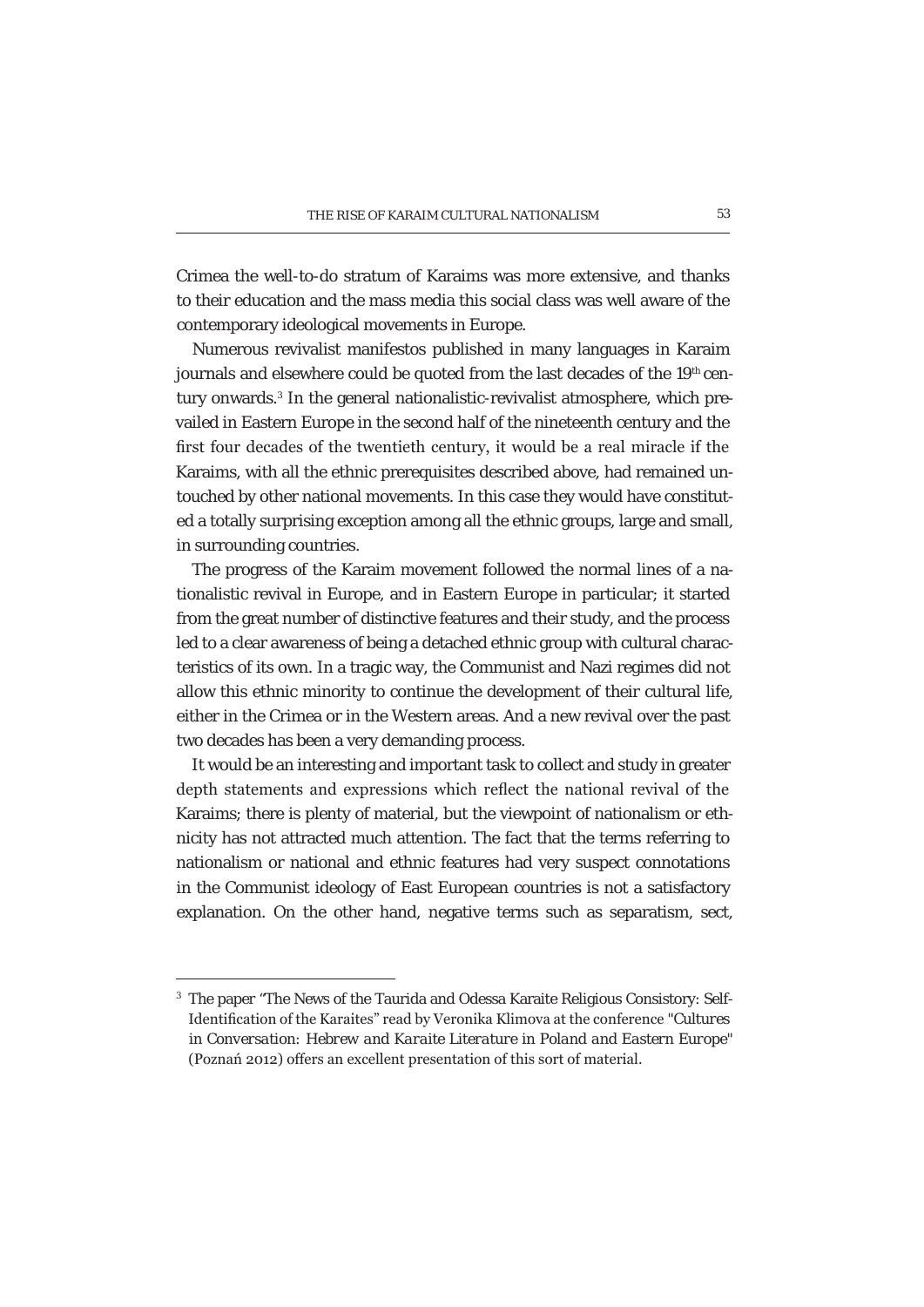Crimea the well-to-do stratum of Karaims was more extensive, and thanks to their education and the mass media this social class was well aware of the contemporary ideological movements in Europe.

Numerous revivalist manifestos published in many languages in Karaim journals and elsewhere could be quoted from the last decades of the 19th century onwards.[3] In the general nationalistic-revivalist atmosphere, which prevailed in Eastern Europe in the second half of the nineteenth century and the first four decades of the twentieth century, it would be a real miracle if the Karaims, with all the ethnic prerequisites described above, had remained untouched by other national movements. In this case they would have constituted a totally surprising exception among all the ethnic groups, large and small, in surrounding countries.

The progress of the Karaim movement followed the normal lines of a nationalistic revival in Europe, and in Eastern Europe in particular; it started from the great number of distinctive features and their study, and the process led to a clear awareness of being a detached ethnic group with cultural characteristics of its own. In a tragic way, the Communist and Nazi regimes did not allow this ethnic minority to continue the development of their cultural life, either in the Crimea or in the Western areas. And a new revival over the past two decades has been a very demanding process.

It would be an interesting and important task to collect and study in greater depth statements and expressions which reflect the national revival of the Karaims; there is plenty of material, but the viewpoint of nationalism or ethnicity has not attracted much attention. The fact that the terms referring to nationalism or national and ethnic features had very suspect connotations in the Communist ideology of East European countries is not a satisfactory explanation. On the other hand, negative terms such as separatism, sect,

---

[3] The paper "The News of the Taurida and Odessa Karaite Religious Consistory: Self-Identification of the Karaites" read by Veronika Klimova at the conference "*Cultures in Conversation: Hebrew and Karaite Literature in Poland and Eastern Europe*" (Poznań 2012) offers an excellent presentation of this sort of material.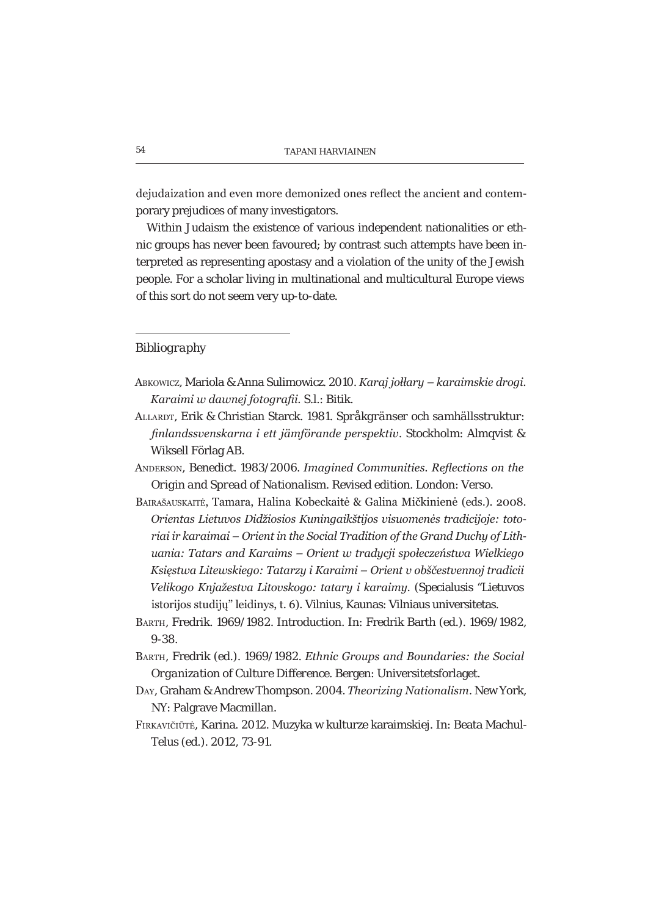dejudaization and even more demonized ones reflect the ancient and contemporary prejudices of many investigators.

Within Judaism the existence of various independent nationalities or ethnic groups has never been favoured; by contrast such attempts have been interpreted as representing apostasy and a violation of the unity of the Jewish people. For a scholar living in multinational and multicultural Europe views of this sort do not seem very up-to-date.

## Bibliography

ABKOWICZ, Mariola & Anna Sulimowicz. 2010. *Karaj jołłary – karaimskie drogi. Karaimi w dawnej fotografii*. S.l.: Bitik.

ALLARDT, Erik & Christian Starck. 1981. *Språkgränser och samhällsstruktur: finlandssvenskarna i ett jämförande perspektiv*. Stockholm: Almqvist & Wiksell Förlag AB.

ANDERSON, Benedict. 1983/2006. *Imagined Communities. Reflections on the Origin and Spread of Nationalism*. Revised edition. London: Verso.

BAIRAŠAUSKAITĖ, Tamara, Halina Kobeckaitė & Galina Miškinienė (eds.). 2008. *Orientas Lietuvos Didžiosios Kuningaikštijos visuomenės tradicijoje: totoriai ir karaimai – Orient in the Social Tradition of the Grand Duchy of Lithuania: Tatars and Karaims – Orient w tradycji społeczeństwa Wielkiego Księstwa Litewskiego: Tatarzy i Karaimi – Orient v obščestvennoj tradicii Velikogo Knjažestva Litovskogo: tatary i karaimy*. (Specialusis "Lietuvos istorijos studijų" leidinys, t. 6). Vilnius, Kaunas: Vilniaus universitetas.

BARTH, Fredrik. 1969/1982. Introduction. In: Fredrik Barth (ed.). 1969/1982, 9-38.

BARTH, Fredrik (ed.). 1969/1982. *Ethnic Groups and Boundaries: the Social Organization of Culture Difference*. Bergen: Universitetsforlaget.

DAY, Graham & Andrew Thompson. 2004. *Theorizing Nationalism*. New York, NY: Palgrave Macmillan.

FIRKAVIČIŪTĖ, Karina. 2012. Muzyka w kulturze karaimskiej. In: Beata Machul-Telus (ed.). 2012, 73-91.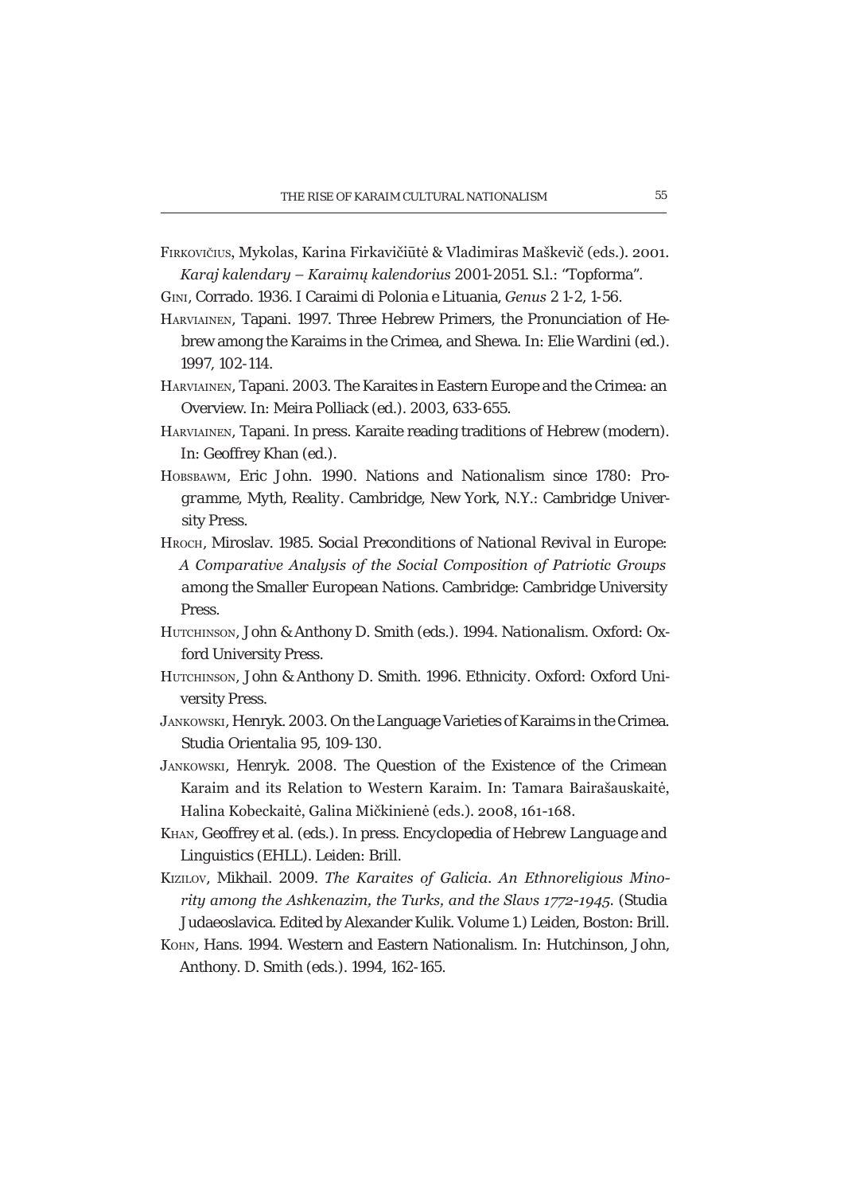Firkovičius, Mykolas, Karina Firkavičiūtė & Vladimiras Maškevič (eds.). 2001. *Karaj kalendary – Karaimų kalendorius* 2001-2051. S.l.: "Topforma".

Gini, Corrado. 1936. I Caraimi di Polonia e Lituania, *Genus* 2 1-2, 1-56.

Harviainen, Tapani. 1997. Three Hebrew Primers, the Pronunciation of Hebrew among the Karaims in the Crimea, and Shewa. In: Elie Wardini (ed.). 1997, 102-114.

Harviainen, Tapani. 2003. The Karaites in Eastern Europe and the Crimea: an Overview. In: Meira Polliack (ed.). 2003, 633-655.

Harviainen, Tapani. In press. Karaite reading traditions of Hebrew (modern). In: Geoffrey Khan (ed.).

Hobsbawm, Eric John. 1990. *Nations and Nationalism since 1780: Programme, Myth, Reality*. Cambridge, New York, N.Y.: Cambridge University Press.

Hroch, Miroslav. 1985. *Social Preconditions of National Revival in Europe: A Comparative Analysis of the Social Composition of Patriotic Groups among the Smaller European Nations*. Cambridge: Cambridge University Press.

Hutchinson, John & Anthony D. Smith (eds.). 1994. *Nationalism*. Oxford: Oxford University Press.

Hutchinson, John & Anthony D. Smith. 1996. *Ethnicity*. Oxford: Oxford University Press.

Jankowski, Henryk. 2003. On the Language Varieties of Karaims in the Crimea. Studia Orientalia 95, 109-130.

Jankowski, Henryk. 2008. The Question of the Existence of the Crimean Karaim and its Relation to Western Karaim. In: Tamara Bairašauskaitė, Halina Kobeckaitė, Galina Mičkinienė (eds.). 2008, 161-168.

Khan, Geoffrey et al. (eds.). In press. *Encyclopedia of Hebrew Language and Linguistics (EHLL)*. Leiden: Brill.

Kizilov, Mikhail. 2009. *The Karaites of Galicia. An Ethnoreligious Minority among the Ashkenazim, the Turks, and the Slavs 1772-1945*. (Studia Judaeoslavica. Edited by Alexander Kulik. Volume 1.) Leiden, Boston: Brill.

Kohn, Hans. 1994. Western and Eastern Nationalism. In: Hutchinson, John, Anthony. D. Smith (eds.). 1994, 162-165.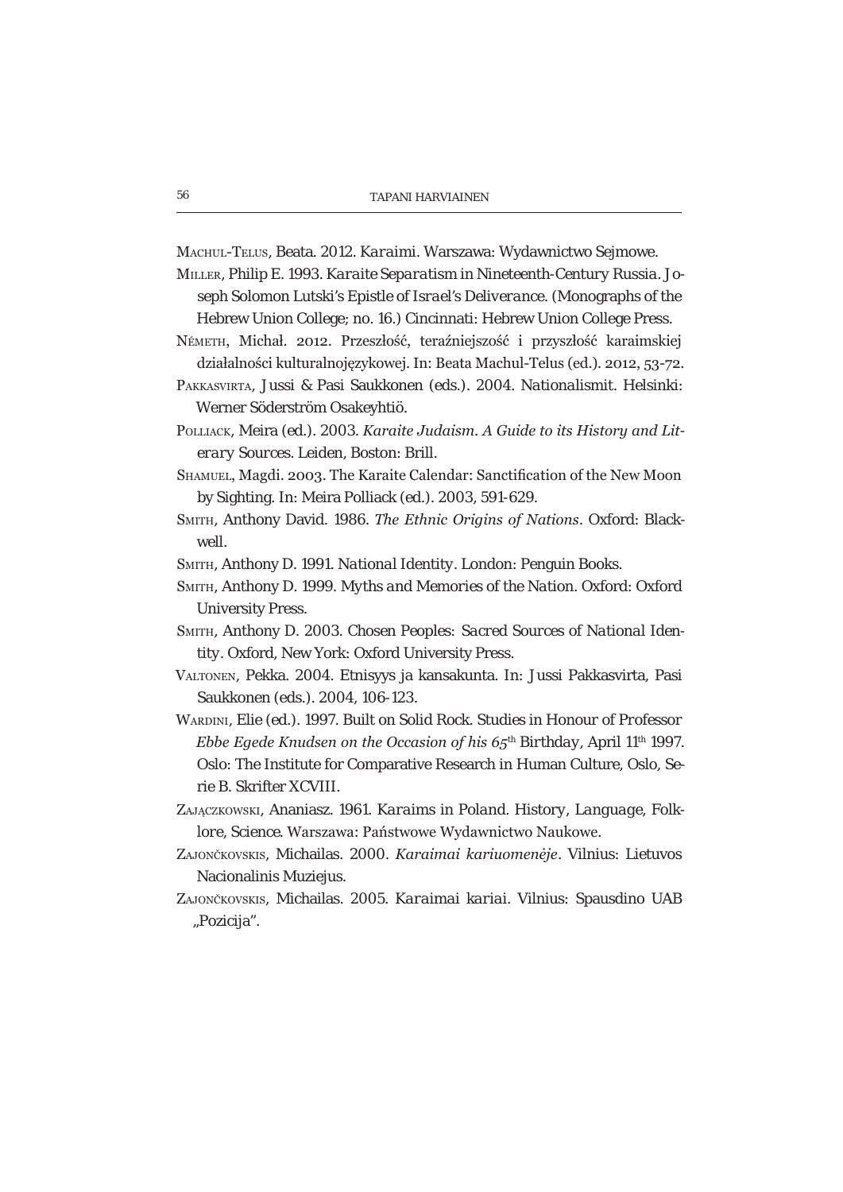Machul-Telus, Beata. 2012. Karaimi. Warszawa: Wydawnictwo Sejmowe.

Miller, Philip E. 1993. Karaite Separatism in Nineteenth-Century Russia. Joseph Solomon Lutski's Epistle of Israel's Deliverance. (Monographs of the Hebrew Union College; no. 16.) Cincinnati: Hebrew Union College Press.

Németh, Michał. 2012. Przeszłość, teraźniejszość i przyszłość karaimskiej działalności kulturalnojęzykowej. In: Beata Machul-Telus (ed.). 2012, 53-72.

Pakkasvirta, Jussi & Pasi Saukkonen (eds.). 2004. Nationalismit. Helsinki: Werner Söderström Osakeyhtiö.

Polliack, Meira (ed.). 2003. *Karaite Judaism. A Guide to its History and Literary Sources*. Leiden, Boston: Brill.

Shamuel, Magdi. 2003. The Karaite Calendar: Sanctification of the New Moon by Sighting. In: Meira Polliack (ed.). 2003, 591-629.

Smith, Anthony David. 1986. *The Ethnic Origins of Nations*. Oxford: Blackwell.

Smith, Anthony D. 1991. National Identity. London: Penguin Books.

Smith, Anthony D. 1999. Myths and Memories of the Nation. Oxford: Oxford University Press.

Smith, Anthony D. 2003. Chosen Peoples: Sacred Sources of National Identity. Oxford, New York: Oxford University Press.

Valtonen, Pekka. 2004. Etnisyys ja kansakunta. In: Jussi Pakkasvirta, Pasi Saukkonen (eds.). 2004, 106-123.

Wardini, Elie (ed.). 1997. Built on Solid Rock. Studies in Honour of Professor *Ebbe Egede Knudsen on the Occasion of his 65*th Birthday, April 11th 1997. Oslo: The Institute for Comparative Research in Human Culture, Oslo, Serie B. Skrifter XCVIII.

Zajączkowski, Ananiasz. 1961. Karaims in Poland. History, Language, Folklore, Science. Warszawa: Państwowe Wydawnictwo Naukowe.

Zajončkovskis, Michailas. 2000. *Karaimai kariuomenėje*. Vilnius: Lietuvos Nacionalinis Muziejus.

Zajončkovskis, Michailas. 2005. Karaimai kariai. Vilnius: Spausdino UAB „Pozicija".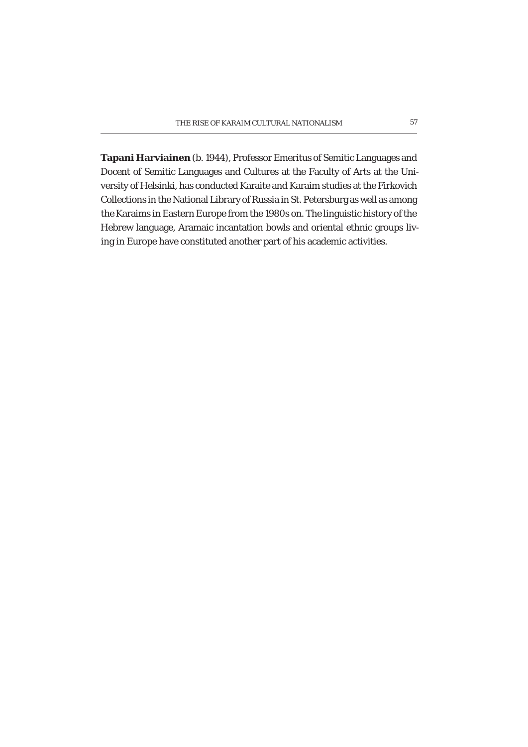**Tapani Harviainen** (b. 1944), Professor Emeritus of Semitic Languages and Docent of Semitic Languages and Cultures at the Faculty of Arts at the University of Helsinki, has conducted Karaite and Karaim studies at the Firkovich Collections in the National Library of Russia in St. Petersburg as well as among the Karaims in Eastern Europe from the 1980s on. The linguistic history of the Hebrew language, Aramaic incantation bowls and oriental ethnic groups living in Europe have constituted another part of his academic activities.